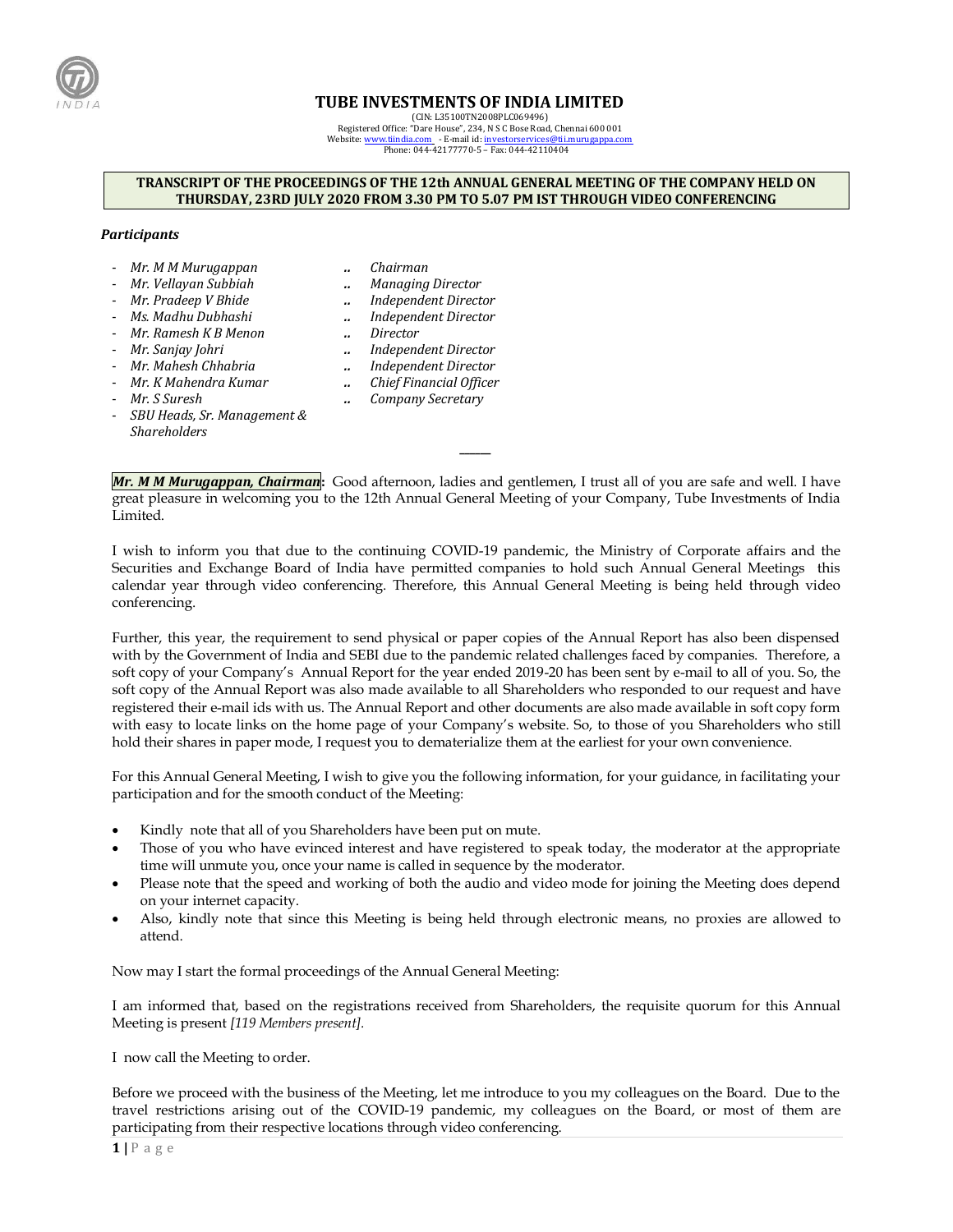# TUBE INVESTMENTS OF INDIA LIMITED

(CIN: L35100TN2008PLC069496)
Registered Office: "Dare House", 234, N S C Bose Road, Chennai 600 001
Website: www.tiindia.com - E-mail id: investorservices@tii.murugappa.com
Phone: 044-42177770-5 – Fax: 044-42110404

**TRANSCRIPT OF THE PROCEEDINGS OF THE 12th ANNUAL GENERAL MEETING OF THE COMPANY HELD ON THURSDAY, 23RD JULY 2020 FROM 3.30 PM TO 5.07 PM IST THROUGH VIDEO CONFERENCING**

***Participants***

- *Mr. M M Murugappan* .. *Chairman*
- *Mr. Vellayan Subbiah* .. *Managing Director*
- *Mr. Pradeep V Bhide* .. *Independent Director*
- *Ms. Madhu Dubhashi* .. *Independent Director*
- *Mr. Ramesh K B Menon* .. *Director*
- *Mr. Sanjay Johri* .. *Independent Director*
- *Mr. Mahesh Chhabria* .. *Independent Director*
- *Mr. K Mahendra Kumar* .. *Chief Financial Officer*
- *Mr. S Suresh* .. *Company Secretary*
- *SBU Heads, Sr. Management & Shareholders*

---

***Mr. M M Murugappan, Chairman*:** Good afternoon, ladies and gentlemen, I trust all of you are safe and well. I have great pleasure in welcoming you to the 12th Annual General Meeting of your Company, Tube Investments of India Limited.

I wish to inform you that due to the continuing COVID-19 pandemic, the Ministry of Corporate affairs and the Securities and Exchange Board of India have permitted companies to hold such Annual General Meetings this calendar year through video conferencing. Therefore, this Annual General Meeting is being held through video conferencing.

Further, this year, the requirement to send physical or paper copies of the Annual Report has also been dispensed with by the Government of India and SEBI due to the pandemic related challenges faced by companies. Therefore, a soft copy of your Company's Annual Report for the year ended 2019-20 has been sent by e-mail to all of you. So, the soft copy of the Annual Report was also made available to all Shareholders who responded to our request and have registered their e-mail ids with us. The Annual Report and other documents are also made available in soft copy form with easy to locate links on the home page of your Company's website. So, to those of you Shareholders who still hold their shares in paper mode, I request you to dematerialize them at the earliest for your own convenience.

For this Annual General Meeting, I wish to give you the following information, for your guidance, in facilitating your participation and for the smooth conduct of the Meeting:

- Kindly note that all of you Shareholders have been put on mute.
- Those of you who have evinced interest and have registered to speak today, the moderator at the appropriate time will unmute you, once your name is called in sequence by the moderator.
- Please note that the speed and working of both the audio and video mode for joining the Meeting does depend on your internet capacity.
- Also, kindly note that since this Meeting is being held through electronic means, no proxies are allowed to attend.

Now may I start the formal proceedings of the Annual General Meeting:

I am informed that, based on the registrations received from Shareholders, the requisite quorum for this Annual Meeting is present *[119 Members present].*

I now call the Meeting to order.

Before we proceed with the business of the Meeting, let me introduce to you my colleagues on the Board. Due to the travel restrictions arising out of the COVID-19 pandemic, my colleagues on the Board, or most of them are participating from their respective locations through video conferencing.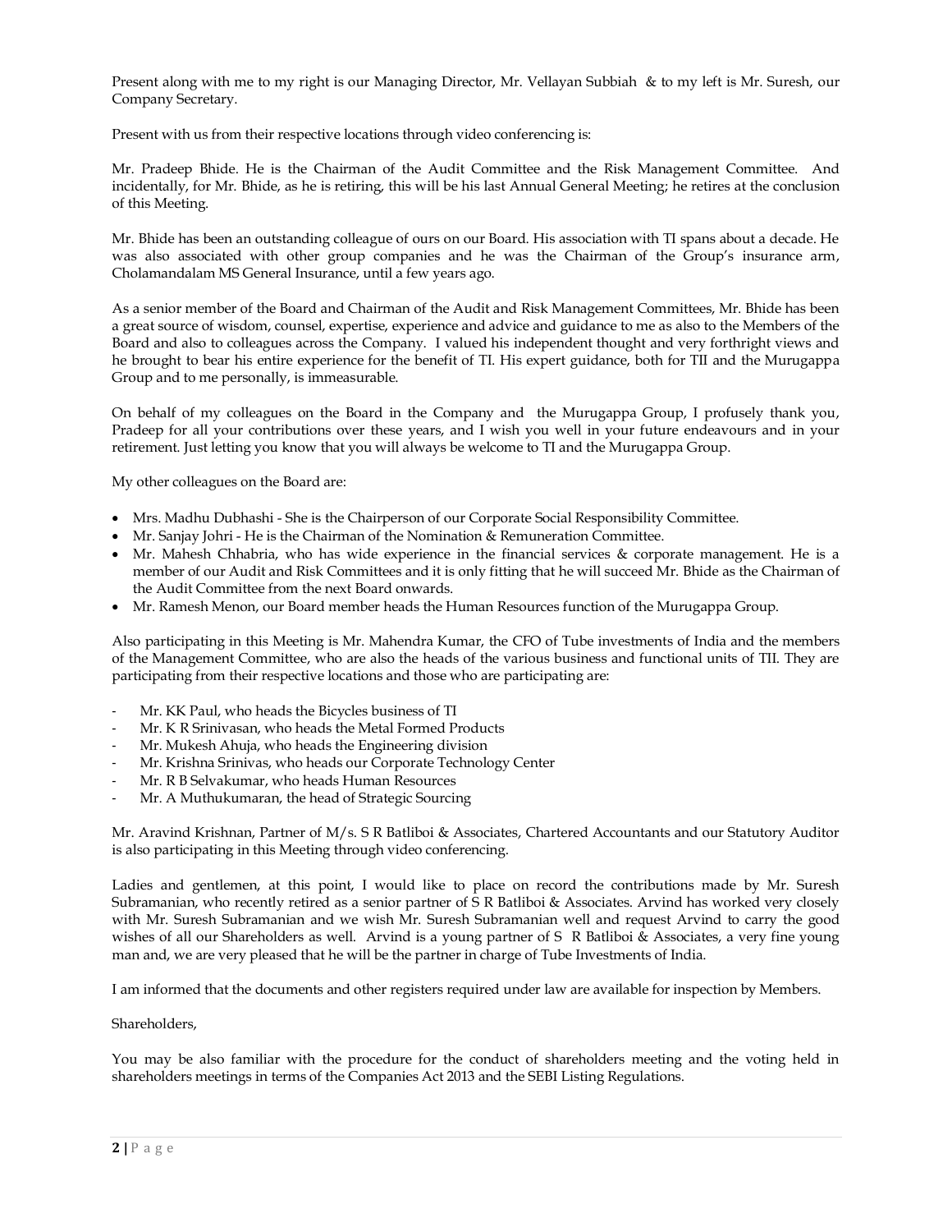Present along with me to my right is our Managing Director, Mr. Vellayan Subbiah & to my left is Mr. Suresh, our Company Secretary.

Present with us from their respective locations through video conferencing is:

Mr. Pradeep Bhide. He is the Chairman of the Audit Committee and the Risk Management Committee. And incidentally, for Mr. Bhide, as he is retiring, this will be his last Annual General Meeting; he retires at the conclusion of this Meeting.

Mr. Bhide has been an outstanding colleague of ours on our Board. His association with TI spans about a decade. He was also associated with other group companies and he was the Chairman of the Group's insurance arm, Cholamandalam MS General Insurance, until a few years ago.

As a senior member of the Board and Chairman of the Audit and Risk Management Committees, Mr. Bhide has been a great source of wisdom, counsel, expertise, experience and advice and guidance to me as also to the Members of the Board and also to colleagues across the Company. I valued his independent thought and very forthright views and he brought to bear his entire experience for the benefit of TI. His expert guidance, both for TII and the Murugappa Group and to me personally, is immeasurable.

On behalf of my colleagues on the Board in the Company and the Murugappa Group, I profusely thank you, Pradeep for all your contributions over these years, and I wish you well in your future endeavours and in your retirement. Just letting you know that you will always be welcome to TI and the Murugappa Group.

My other colleagues on the Board are:

- Mrs. Madhu Dubhashi - She is the Chairperson of our Corporate Social Responsibility Committee.
- Mr. Sanjay Johri - He is the Chairman of the Nomination & Remuneration Committee.
- Mr. Mahesh Chhabria, who has wide experience in the financial services & corporate management. He is a member of our Audit and Risk Committees and it is only fitting that he will succeed Mr. Bhide as the Chairman of the Audit Committee from the next Board onwards.
- Mr. Ramesh Menon, our Board member heads the Human Resources function of the Murugappa Group.

Also participating in this Meeting is Mr. Mahendra Kumar, the CFO of Tube investments of India and the members of the Management Committee, who are also the heads of the various business and functional units of TII. They are participating from their respective locations and those who are participating are:

- Mr. KK Paul, who heads the Bicycles business of TI
- Mr. K R Srinivasan, who heads the Metal Formed Products
- Mr. Mukesh Ahuja, who heads the Engineering division
- Mr. Krishna Srinivas, who heads our Corporate Technology Center
- Mr. R B Selvakumar, who heads Human Resources
- Mr. A Muthukumaran, the head of Strategic Sourcing

Mr. Aravind Krishnan, Partner of M/s. S R Batliboi & Associates, Chartered Accountants and our Statutory Auditor is also participating in this Meeting through video conferencing.

Ladies and gentlemen, at this point, I would like to place on record the contributions made by Mr. Suresh Subramanian, who recently retired as a senior partner of S R Batliboi & Associates. Arvind has worked very closely with Mr. Suresh Subramanian and we wish Mr. Suresh Subramanian well and request Arvind to carry the good wishes of all our Shareholders as well. Arvind is a young partner of S R Batliboi & Associates, a very fine young man and, we are very pleased that he will be the partner in charge of Tube Investments of India.

I am informed that the documents and other registers required under law are available for inspection by Members.

Shareholders,

You may be also familiar with the procedure for the conduct of shareholders meeting and the voting held in shareholders meetings in terms of the Companies Act 2013 and the SEBI Listing Regulations.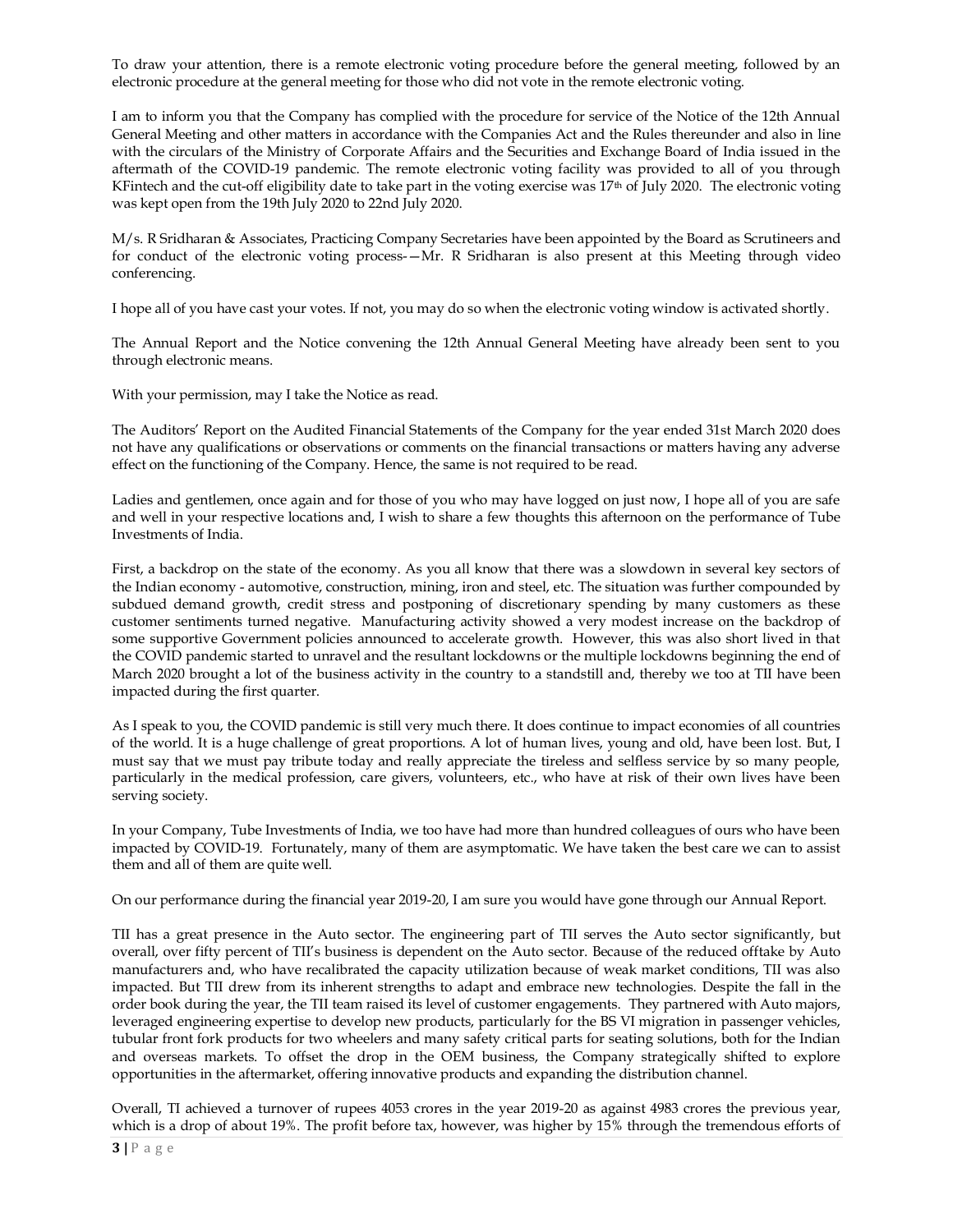To draw your attention, there is a remote electronic voting procedure before the general meeting, followed by an electronic procedure at the general meeting for those who did not vote in the remote electronic voting.

I am to inform you that the Company has complied with the procedure for service of the Notice of the 12th Annual General Meeting and other matters in accordance with the Companies Act and the Rules thereunder and also in line with the circulars of the Ministry of Corporate Affairs and the Securities and Exchange Board of India issued in the aftermath of the COVID-19 pandemic. The remote electronic voting facility was provided to all of you through KFintech and the cut-off eligibility date to take part in the voting exercise was 17th of July 2020. The electronic voting was kept open from the 19th July 2020 to 22nd July 2020.

M/s. R Sridharan & Associates, Practicing Company Secretaries have been appointed by the Board as Scrutineers and for conduct of the electronic voting process-—Mr. R Sridharan is also present at this Meeting through video conferencing.

I hope all of you have cast your votes. If not, you may do so when the electronic voting window is activated shortly.

The Annual Report and the Notice convening the 12th Annual General Meeting have already been sent to you through electronic means.

With your permission, may I take the Notice as read.

The Auditors' Report on the Audited Financial Statements of the Company for the year ended 31st March 2020 does not have any qualifications or observations or comments on the financial transactions or matters having any adverse effect on the functioning of the Company. Hence, the same is not required to be read.

Ladies and gentlemen, once again and for those of you who may have logged on just now, I hope all of you are safe and well in your respective locations and, I wish to share a few thoughts this afternoon on the performance of Tube Investments of India.

First, a backdrop on the state of the economy. As you all know that there was a slowdown in several key sectors of the Indian economy - automotive, construction, mining, iron and steel, etc. The situation was further compounded by subdued demand growth, credit stress and postponing of discretionary spending by many customers as these customer sentiments turned negative. Manufacturing activity showed a very modest increase on the backdrop of some supportive Government policies announced to accelerate growth. However, this was also short lived in that the COVID pandemic started to unravel and the resultant lockdowns or the multiple lockdowns beginning the end of March 2020 brought a lot of the business activity in the country to a standstill and, thereby we too at TII have been impacted during the first quarter.

As I speak to you, the COVID pandemic is still very much there. It does continue to impact economies of all countries of the world. It is a huge challenge of great proportions. A lot of human lives, young and old, have been lost. But, I must say that we must pay tribute today and really appreciate the tireless and selfless service by so many people, particularly in the medical profession, care givers, volunteers, etc., who have at risk of their own lives have been serving society.

In your Company, Tube Investments of India, we too have had more than hundred colleagues of ours who have been impacted by COVID-19. Fortunately, many of them are asymptomatic. We have taken the best care we can to assist them and all of them are quite well.

On our performance during the financial year 2019-20, I am sure you would have gone through our Annual Report.

TII has a great presence in the Auto sector. The engineering part of TII serves the Auto sector significantly, but overall, over fifty percent of TII's business is dependent on the Auto sector. Because of the reduced offtake by Auto manufacturers and, who have recalibrated the capacity utilization because of weak market conditions, TII was also impacted. But TII drew from its inherent strengths to adapt and embrace new technologies. Despite the fall in the order book during the year, the TII team raised its level of customer engagements. They partnered with Auto majors, leveraged engineering expertise to develop new products, particularly for the BS VI migration in passenger vehicles, tubular front fork products for two wheelers and many safety critical parts for seating solutions, both for the Indian and overseas markets. To offset the drop in the OEM business, the Company strategically shifted to explore opportunities in the aftermarket, offering innovative products and expanding the distribution channel.

Overall, TI achieved a turnover of rupees 4053 crores in the year 2019-20 as against 4983 crores the previous year, which is a drop of about 19%. The profit before tax, however, was higher by 15% through the tremendous efforts of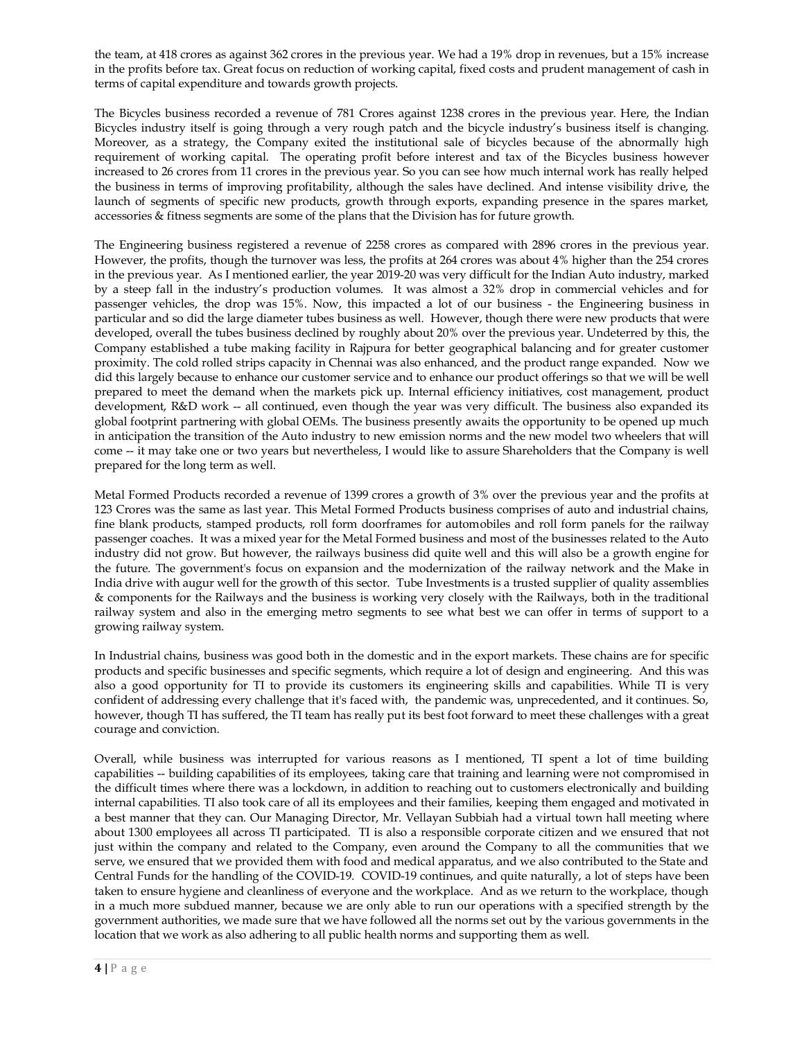the team, at 418 crores as against 362 crores in the previous year. We had a 19% drop in revenues, but a 15% increase in the profits before tax. Great focus on reduction of working capital, fixed costs and prudent management of cash in terms of capital expenditure and towards growth projects.

The Bicycles business recorded a revenue of 781 Crores against 1238 crores in the previous year. Here, the Indian Bicycles industry itself is going through a very rough patch and the bicycle industry's business itself is changing. Moreover, as a strategy, the Company exited the institutional sale of bicycles because of the abnormally high requirement of working capital. The operating profit before interest and tax of the Bicycles business however increased to 26 crores from 11 crores in the previous year. So you can see how much internal work has really helped the business in terms of improving profitability, although the sales have declined. And intense visibility drive, the launch of segments of specific new products, growth through exports, expanding presence in the spares market, accessories & fitness segments are some of the plans that the Division has for future growth.

The Engineering business registered a revenue of 2258 crores as compared with 2896 crores in the previous year. However, the profits, though the turnover was less, the profits at 264 crores was about 4% higher than the 254 crores in the previous year. As I mentioned earlier, the year 2019-20 was very difficult for the Indian Auto industry, marked by a steep fall in the industry's production volumes. It was almost a 32% drop in commercial vehicles and for passenger vehicles, the drop was 15%. Now, this impacted a lot of our business - the Engineering business in particular and so did the large diameter tubes business as well. However, though there were new products that were developed, overall the tubes business declined by roughly about 20% over the previous year. Undeterred by this, the Company established a tube making facility in Rajpura for better geographical balancing and for greater customer proximity. The cold rolled strips capacity in Chennai was also enhanced, and the product range expanded. Now we did this largely because to enhance our customer service and to enhance our product offerings so that we will be well prepared to meet the demand when the markets pick up. Internal efficiency initiatives, cost management, product development, R&D work -- all continued, even though the year was very difficult. The business also expanded its global footprint partnering with global OEMs. The business presently awaits the opportunity to be opened up much in anticipation the transition of the Auto industry to new emission norms and the new model two wheelers that will come -- it may take one or two years but nevertheless, I would like to assure Shareholders that the Company is well prepared for the long term as well.

Metal Formed Products recorded a revenue of 1399 crores a growth of 3% over the previous year and the profits at 123 Crores was the same as last year. This Metal Formed Products business comprises of auto and industrial chains, fine blank products, stamped products, roll form doorframes for automobiles and roll form panels for the railway passenger coaches. It was a mixed year for the Metal Formed business and most of the businesses related to the Auto industry did not grow. But however, the railways business did quite well and this will also be a growth engine for the future. The government's focus on expansion and the modernization of the railway network and the Make in India drive with augur well for the growth of this sector. Tube Investments is a trusted supplier of quality assemblies & components for the Railways and the business is working very closely with the Railways, both in the traditional railway system and also in the emerging metro segments to see what best we can offer in terms of support to a growing railway system.

In Industrial chains, business was good both in the domestic and in the export markets. These chains are for specific products and specific businesses and specific segments, which require a lot of design and engineering. And this was also a good opportunity for TI to provide its customers its engineering skills and capabilities. While TI is very confident of addressing every challenge that it's faced with, the pandemic was, unprecedented, and it continues. So, however, though TI has suffered, the TI team has really put its best foot forward to meet these challenges with a great courage and conviction.

Overall, while business was interrupted for various reasons as I mentioned, TI spent a lot of time building capabilities -- building capabilities of its employees, taking care that training and learning were not compromised in the difficult times where there was a lockdown, in addition to reaching out to customers electronically and building internal capabilities. TI also took care of all its employees and their families, keeping them engaged and motivated in a best manner that they can. Our Managing Director, Mr. Vellayan Subbiah had a virtual town hall meeting where about 1300 employees all across TI participated. TI is also a responsible corporate citizen and we ensured that not just within the company and related to the Company, even around the Company to all the communities that we serve, we ensured that we provided them with food and medical apparatus, and we also contributed to the State and Central Funds for the handling of the COVID-19. COVID-19 continues, and quite naturally, a lot of steps have been taken to ensure hygiene and cleanliness of everyone and the workplace. And as we return to the workplace, though in a much more subdued manner, because we are only able to run our operations with a specified strength by the government authorities, we made sure that we have followed all the norms set out by the various governments in the location that we work as also adhering to all public health norms and supporting them as well.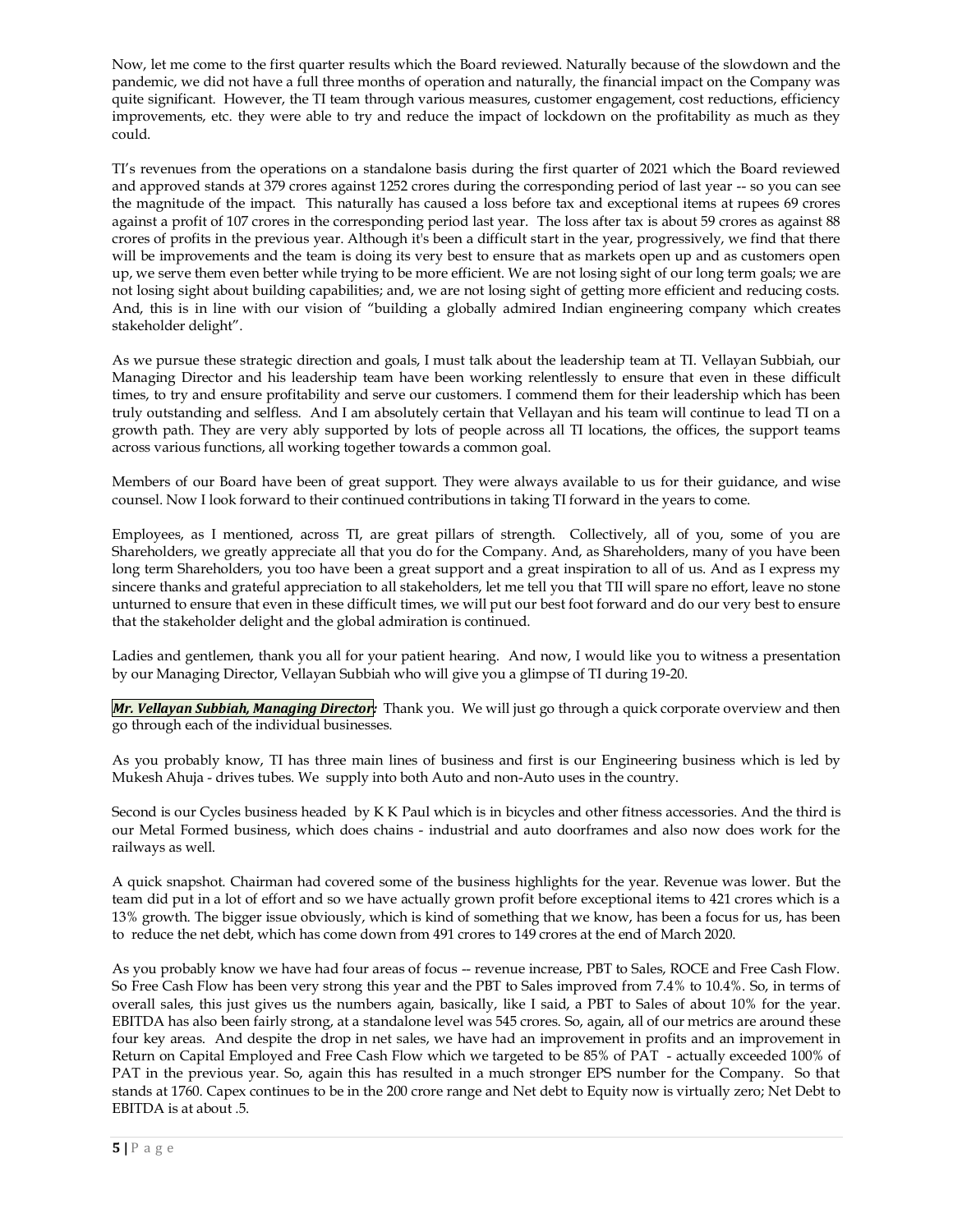Now, let me come to the first quarter results which the Board reviewed. Naturally because of the slowdown and the pandemic, we did not have a full three months of operation and naturally, the financial impact on the Company was quite significant. However, the TI team through various measures, customer engagement, cost reductions, efficiency improvements, etc. they were able to try and reduce the impact of lockdown on the profitability as much as they could.

TI's revenues from the operations on a standalone basis during the first quarter of 2021 which the Board reviewed and approved stands at 379 crores against 1252 crores during the corresponding period of last year -- so you can see the magnitude of the impact. This naturally has caused a loss before tax and exceptional items at rupees 69 crores against a profit of 107 crores in the corresponding period last year. The loss after tax is about 59 crores as against 88 crores of profits in the previous year. Although it's been a difficult start in the year, progressively, we find that there will be improvements and the team is doing its very best to ensure that as markets open up and as customers open up, we serve them even better while trying to be more efficient. We are not losing sight of our long term goals; we are not losing sight about building capabilities; and, we are not losing sight of getting more efficient and reducing costs. And, this is in line with our vision of "building a globally admired Indian engineering company which creates stakeholder delight".

As we pursue these strategic direction and goals, I must talk about the leadership team at TI. Vellayan Subbiah, our Managing Director and his leadership team have been working relentlessly to ensure that even in these difficult times, to try and ensure profitability and serve our customers. I commend them for their leadership which has been truly outstanding and selfless. And I am absolutely certain that Vellayan and his team will continue to lead TI on a growth path. They are very ably supported by lots of people across all TI locations, the offices, the support teams across various functions, all working together towards a common goal.

Members of our Board have been of great support. They were always available to us for their guidance, and wise counsel. Now I look forward to their continued contributions in taking TI forward in the years to come.

Employees, as I mentioned, across TI, are great pillars of strength. Collectively, all of you, some of you are Shareholders, we greatly appreciate all that you do for the Company. And, as Shareholders, many of you have been long term Shareholders, you too have been a great support and a great inspiration to all of us. And as I express my sincere thanks and grateful appreciation to all stakeholders, let me tell you that TII will spare no effort, leave no stone unturned to ensure that even in these difficult times, we will put our best foot forward and do our very best to ensure that the stakeholder delight and the global admiration is continued.

Ladies and gentlemen, thank you all for your patient hearing. And now, I would like you to witness a presentation by our Managing Director, Vellayan Subbiah who will give you a glimpse of TI during 19-20.

***Mr. Vellayan Subbiah, Managing Director:*** Thank you. We will just go through a quick corporate overview and then go through each of the individual businesses.

As you probably know, TI has three main lines of business and first is our Engineering business which is led by Mukesh Ahuja - drives tubes. We supply into both Auto and non-Auto uses in the country.

Second is our Cycles business headed by K K Paul which is in bicycles and other fitness accessories. And the third is our Metal Formed business, which does chains - industrial and auto doorframes and also now does work for the railways as well.

A quick snapshot. Chairman had covered some of the business highlights for the year. Revenue was lower. But the team did put in a lot of effort and so we have actually grown profit before exceptional items to 421 crores which is a 13% growth. The bigger issue obviously, which is kind of something that we know, has been a focus for us, has been to reduce the net debt, which has come down from 491 crores to 149 crores at the end of March 2020.

As you probably know we have had four areas of focus -- revenue increase, PBT to Sales, ROCE and Free Cash Flow. So Free Cash Flow has been very strong this year and the PBT to Sales improved from 7.4% to 10.4%. So, in terms of overall sales, this just gives us the numbers again, basically, like I said, a PBT to Sales of about 10% for the year. EBITDA has also been fairly strong, at a standalone level was 545 crores. So, again, all of our metrics are around these four key areas. And despite the drop in net sales, we have had an improvement in profits and an improvement in Return on Capital Employed and Free Cash Flow which we targeted to be 85% of PAT - actually exceeded 100% of PAT in the previous year. So, again this has resulted in a much stronger EPS number for the Company. So that stands at 1760. Capex continues to be in the 200 crore range and Net debt to Equity now is virtually zero; Net Debt to EBITDA is at about .5.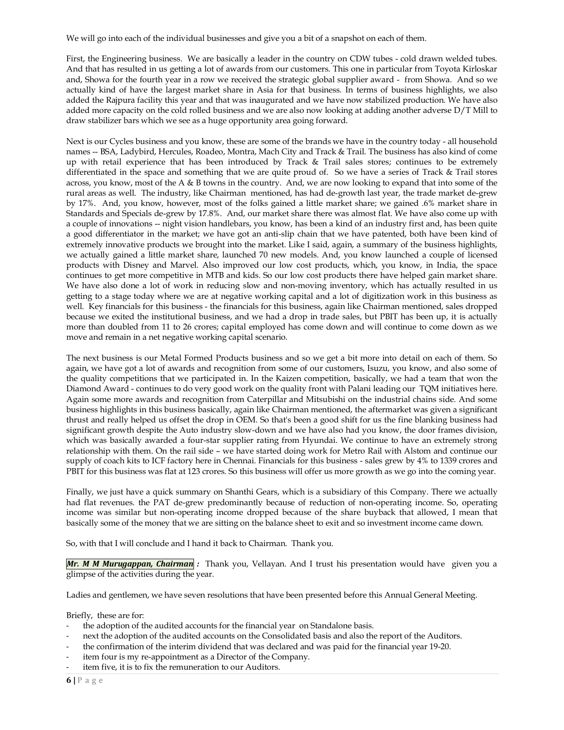We will go into each of the individual businesses and give you a bit of a snapshot on each of them.

First, the Engineering business. We are basically a leader in the country on CDW tubes - cold drawn welded tubes. And that has resulted in us getting a lot of awards from our customers. This one in particular from Toyota Kirloskar and, Showa for the fourth year in a row we received the strategic global supplier award - from Showa. And so we actually kind of have the largest market share in Asia for that business. In terms of business highlights, we also added the Rajpura facility this year and that was inaugurated and we have now stabilized production. We have also added more capacity on the cold rolled business and we are also now looking at adding another adverse D/T Mill to draw stabilizer bars which we see as a huge opportunity area going forward.

Next is our Cycles business and you know, these are some of the brands we have in the country today - all household names -- BSA, Ladybird, Hercules, Roadeo, Montra, Mach City and Track & Trail. The business has also kind of come up with retail experience that has been introduced by Track & Trail sales stores; continues to be extremely differentiated in the space and something that we are quite proud of. So we have a series of Track & Trail stores across, you know, most of the A & B towns in the country. And, we are now looking to expand that into some of the rural areas as well. The industry, like Chairman mentioned, has had de-growth last year, the trade market de-grew by 17%. And, you know, however, most of the folks gained a little market share; we gained .6% market share in Standards and Specials de-grew by 17.8%. And, our market share there was almost flat. We have also come up with a couple of innovations -- night vision handlebars, you know, has been a kind of an industry first and, has been quite a good differentiator in the market; we have got an anti-slip chain that we have patented, both have been kind of extremely innovative products we brought into the market. Like I said, again, a summary of the business highlights, we actually gained a little market share, launched 70 new models. And, you know launched a couple of licensed products with Disney and Marvel. Also improved our low cost products, which, you know, in India, the space continues to get more competitive in MTB and kids. So our low cost products there have helped gain market share. We have also done a lot of work in reducing slow and non-moving inventory, which has actually resulted in us getting to a stage today where we are at negative working capital and a lot of digitization work in this business as well. Key financials for this business - the financials for this business, again like Chairman mentioned, sales dropped because we exited the institutional business, and we had a drop in trade sales, but PBIT has been up, it is actually more than doubled from 11 to 26 crores; capital employed has come down and will continue to come down as we move and remain in a net negative working capital scenario.

The next business is our Metal Formed Products business and so we get a bit more into detail on each of them. So again, we have got a lot of awards and recognition from some of our customers, Isuzu, you know, and also some of the quality competitions that we participated in. In the Kaizen competition, basically, we had a team that won the Diamond Award - continues to do very good work on the quality front with Palani leading our TQM initiatives here. Again some more awards and recognition from Caterpillar and Mitsubishi on the industrial chains side. And some business highlights in this business basically, again like Chairman mentioned, the aftermarket was given a significant thrust and really helped us offset the drop in OEM. So that's been a good shift for us the fine blanking business had significant growth despite the Auto industry slow-down and we have also had you know, the door frames division, which was basically awarded a four-star supplier rating from Hyundai. We continue to have an extremely strong relationship with them. On the rail side – we have started doing work for Metro Rail with Alstom and continue our supply of coach kits to ICF factory here in Chennai. Financials for this business - sales grew by 4% to 1339 crores and PBIT for this business was flat at 123 crores. So this business will offer us more growth as we go into the coming year.

Finally, we just have a quick summary on Shanthi Gears, which is a subsidiary of this Company. There we actually had flat revenues. the PAT de-grew predominantly because of reduction of non-operating income. So, operating income was similar but non-operating income dropped because of the share buyback that allowed, I mean that basically some of the money that we are sitting on the balance sheet to exit and so investment income came down.

So, with that I will conclude and I hand it back to Chairman. Thank you.

***Mr. M M Murugappan, Chairman*** **:** Thank you, Vellayan. And I trust his presentation would have given you a glimpse of the activities during the year.

Ladies and gentlemen, we have seven resolutions that have been presented before this Annual General Meeting.

Briefly, these are for:

- the adoption of the audited accounts for the financial year on Standalone basis.
- next the adoption of the audited accounts on the Consolidated basis and also the report of the Auditors.
- the confirmation of the interim dividend that was declared and was paid for the financial year 19-20.
- item four is my re-appointment as a Director of the Company.
- item five, it is to fix the remuneration to our Auditors.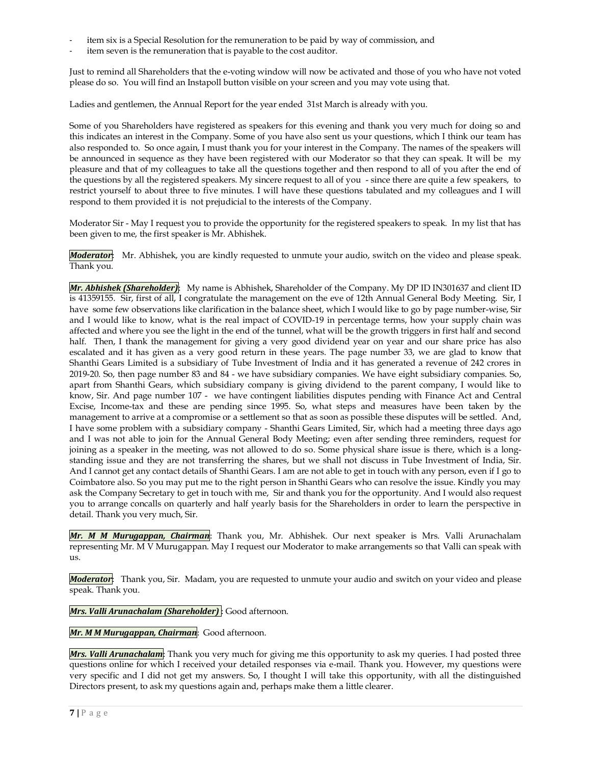- item six is a Special Resolution for the remuneration to be paid by way of commission, and
- item seven is the remuneration that is payable to the cost auditor.

Just to remind all Shareholders that the e-voting window will now be activated and those of you who have not voted please do so. You will find an Instapoll button visible on your screen and you may vote using that.

Ladies and gentlemen, the Annual Report for the year ended 31st March is already with you.

Some of you Shareholders have registered as speakers for this evening and thank you very much for doing so and this indicates an interest in the Company. Some of you have also sent us your questions, which I think our team has also responded to. So once again, I must thank you for your interest in the Company. The names of the speakers will be announced in sequence as they have been registered with our Moderator so that they can speak. It will be my pleasure and that of my colleagues to take all the questions together and then respond to all of you after the end of the questions by all the registered speakers. My sincere request to all of you - since there are quite a few speakers, to restrict yourself to about three to five minutes. I will have these questions tabulated and my colleagues and I will respond to them provided it is not prejudicial to the interests of the Company.

Moderator Sir - May I request you to provide the opportunity for the registered speakers to speak. In my list that has been given to me, the first speaker is Mr. Abhishek.

***Moderator***: Mr. Abhishek, you are kindly requested to unmute your audio, switch on the video and please speak. Thank you.

***Mr. Abhishek (Shareholder)***: My name is Abhishek, Shareholder of the Company. My DP ID IN301637 and client ID is 41359155. Sir, first of all, I congratulate the management on the eve of 12th Annual General Body Meeting. Sir, I have some few observations like clarification in the balance sheet, which I would like to go by page number-wise, Sir and I would like to know, what is the real impact of COVID-19 in percentage terms, how your supply chain was affected and where you see the light in the end of the tunnel, what will be the growth triggers in first half and second half. Then, I thank the management for giving a very good dividend year on year and our share price has also escalated and it has given as a very good return in these years. The page number 33, we are glad to know that Shanthi Gears Limited is a subsidiary of Tube Investment of India and it has generated a revenue of 242 crores in 2019-20. So, then page number 83 and 84 - we have subsidiary companies. We have eight subsidiary companies. So, apart from Shanthi Gears, which subsidiary company is giving dividend to the parent company, I would like to know, Sir. And page number 107 - we have contingent liabilities disputes pending with Finance Act and Central Excise, Income-tax and these are pending since 1995. So, what steps and measures have been taken by the management to arrive at a compromise or a settlement so that as soon as possible these disputes will be settled. And, I have some problem with a subsidiary company - Shanthi Gears Limited, Sir, which had a meeting three days ago and I was not able to join for the Annual General Body Meeting; even after sending three reminders, request for joining as a speaker in the meeting, was not allowed to do so. Some physical share issue is there, which is a long-standing issue and they are not transferring the shares, but we shall not discuss in Tube Investment of India, Sir. And I cannot get any contact details of Shanthi Gears. I am are not able to get in touch with any person, even if I go to Coimbatore also. So you may put me to the right person in Shanthi Gears who can resolve the issue. Kindly you may ask the Company Secretary to get in touch with me, Sir and thank you for the opportunity. And I would also request you to arrange concalls on quarterly and half yearly basis for the Shareholders in order to learn the perspective in detail. Thank you very much, Sir.

***Mr. M M Murugappan, Chairman***: Thank you, Mr. Abhishek. Our next speaker is Mrs. Valli Arunachalam representing Mr. M V Murugappan. May I request our Moderator to make arrangements so that Valli can speak with us.

***Moderator***: Thank you, Sir. Madam, you are requested to unmute your audio and switch on your video and please speak. Thank you.

***Mrs. Valli Arunachalam (Shareholder)***: Good afternoon.

***Mr. M M Murugappan, Chairman***: Good afternoon.

***Mrs. Valli Arunachalam***: Thank you very much for giving me this opportunity to ask my queries. I had posted three questions online for which I received your detailed responses via e-mail. Thank you. However, my questions were very specific and I did not get my answers. So, I thought I will take this opportunity, with all the distinguished Directors present, to ask my questions again and, perhaps make them a little clearer.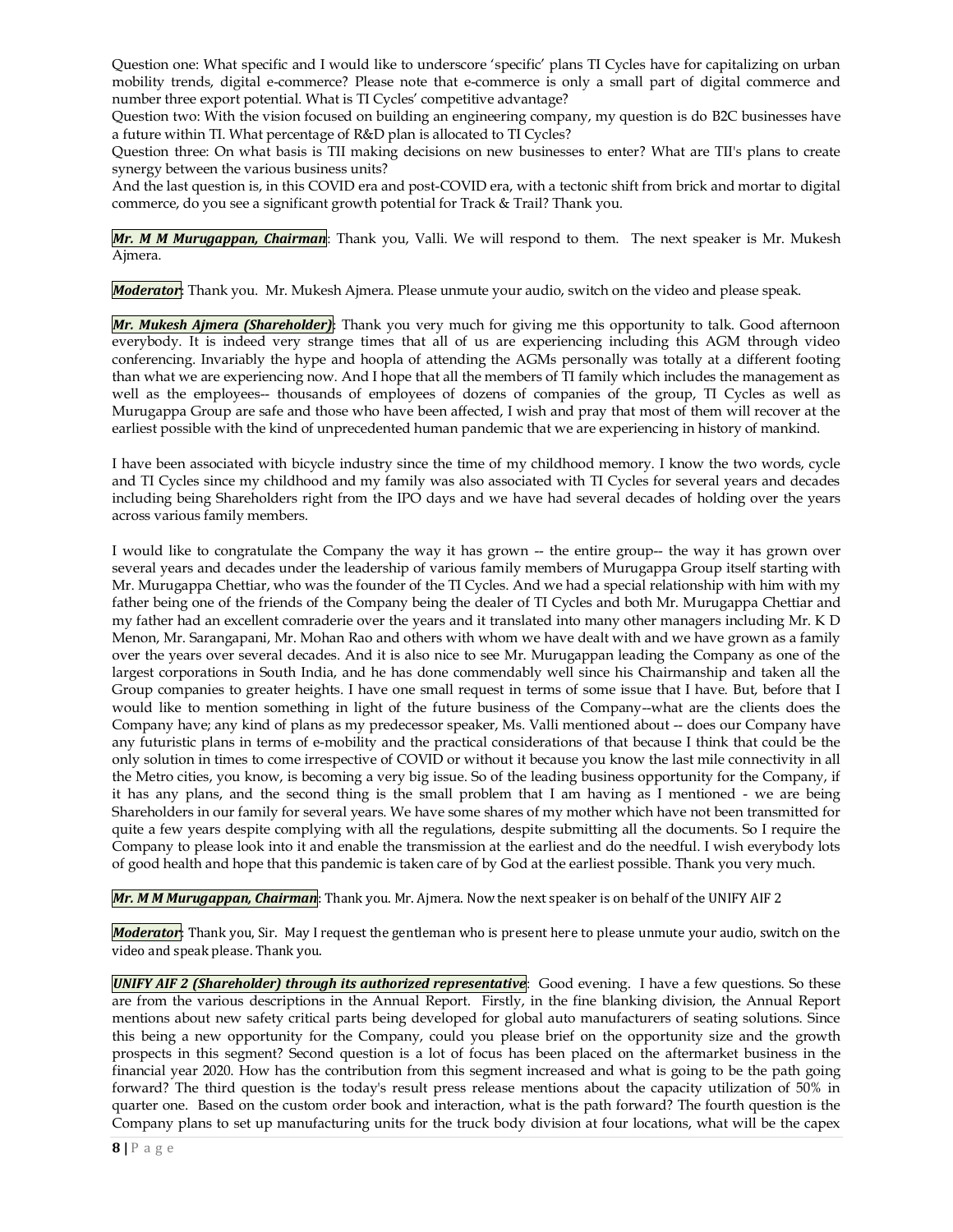Question one: What specific and I would like to underscore 'specific' plans TI Cycles have for capitalizing on urban mobility trends, digital e-commerce? Please note that e-commerce is only a small part of digital commerce and number three export potential. What is TI Cycles' competitive advantage?

Question two: With the vision focused on building an engineering company, my question is do B2C businesses have a future within TI. What percentage of R&D plan is allocated to TI Cycles?

Question three: On what basis is TII making decisions on new businesses to enter? What are TII's plans to create synergy between the various business units?

And the last question is, in this COVID era and post-COVID era, with a tectonic shift from brick and mortar to digital commerce, do you see a significant growth potential for Track & Trail? Thank you.

***Mr. M M Murugappan, Chairman***: Thank you, Valli. We will respond to them. The next speaker is Mr. Mukesh Ajmera.

***Moderator***: Thank you. Mr. Mukesh Ajmera. Please unmute your audio, switch on the video and please speak.

***Mr. Mukesh Ajmera (Shareholder)***: Thank you very much for giving me this opportunity to talk. Good afternoon everybody. It is indeed very strange times that all of us are experiencing including this AGM through video conferencing. Invariably the hype and hoopla of attending the AGMs personally was totally at a different footing than what we are experiencing now. And I hope that all the members of TI family which includes the management as well as the employees-- thousands of employees of dozens of companies of the group, TI Cycles as well as Murugappa Group are safe and those who have been affected, I wish and pray that most of them will recover at the earliest possible with the kind of unprecedented human pandemic that we are experiencing in history of mankind.

I have been associated with bicycle industry since the time of my childhood memory. I know the two words, cycle and TI Cycles since my childhood and my family was also associated with TI Cycles for several years and decades including being Shareholders right from the IPO days and we have had several decades of holding over the years across various family members.

I would like to congratulate the Company the way it has grown -- the entire group-- the way it has grown over several years and decades under the leadership of various family members of Murugappa Group itself starting with Mr. Murugappa Chettiar, who was the founder of the TI Cycles. And we had a special relationship with him with my father being one of the friends of the Company being the dealer of TI Cycles and both Mr. Murugappa Chettiar and my father had an excellent comraderie over the years and it translated into many other managers including Mr. K D Menon, Mr. Sarangapani, Mr. Mohan Rao and others with whom we have dealt with and we have grown as a family over the years over several decades. And it is also nice to see Mr. Murugappan leading the Company as one of the largest corporations in South India, and he has done commendably well since his Chairmanship and taken all the Group companies to greater heights. I have one small request in terms of some issue that I have. But, before that I would like to mention something in light of the future business of the Company--what are the clients does the Company have; any kind of plans as my predecessor speaker, Ms. Valli mentioned about -- does our Company have any futuristic plans in terms of e-mobility and the practical considerations of that because I think that could be the only solution in times to come irrespective of COVID or without it because you know the last mile connectivity in all the Metro cities, you know, is becoming a very big issue. So of the leading business opportunity for the Company, if it has any plans, and the second thing is the small problem that I am having as I mentioned - we are being Shareholders in our family for several years. We have some shares of my mother which have not been transmitted for quite a few years despite complying with all the regulations, despite submitting all the documents. So I require the Company to please look into it and enable the transmission at the earliest and do the needful. I wish everybody lots of good health and hope that this pandemic is taken care of by God at the earliest possible. Thank you very much.

***Mr. M M Murugappan, Chairman***: Thank you. Mr. Ajmera. Now the next speaker is on behalf of the UNIFY AIF 2

***Moderator***: Thank you, Sir. May I request the gentleman who is present here to please unmute your audio, switch on the video and speak please. Thank you.

***UNIFY AIF 2 (Shareholder) through its authorized representative***: Good evening. I have a few questions. So these are from the various descriptions in the Annual Report. Firstly, in the fine blanking division, the Annual Report mentions about new safety critical parts being developed for global auto manufacturers of seating solutions. Since this being a new opportunity for the Company, could you please brief on the opportunity size and the growth prospects in this segment? Second question is a lot of focus has been placed on the aftermarket business in the financial year 2020. How has the contribution from this segment increased and what is going to be the path going forward? The third question is the today's result press release mentions about the capacity utilization of 50% in quarter one. Based on the custom order book and interaction, what is the path forward? The fourth question is the Company plans to set up manufacturing units for the truck body division at four locations, what will be the capex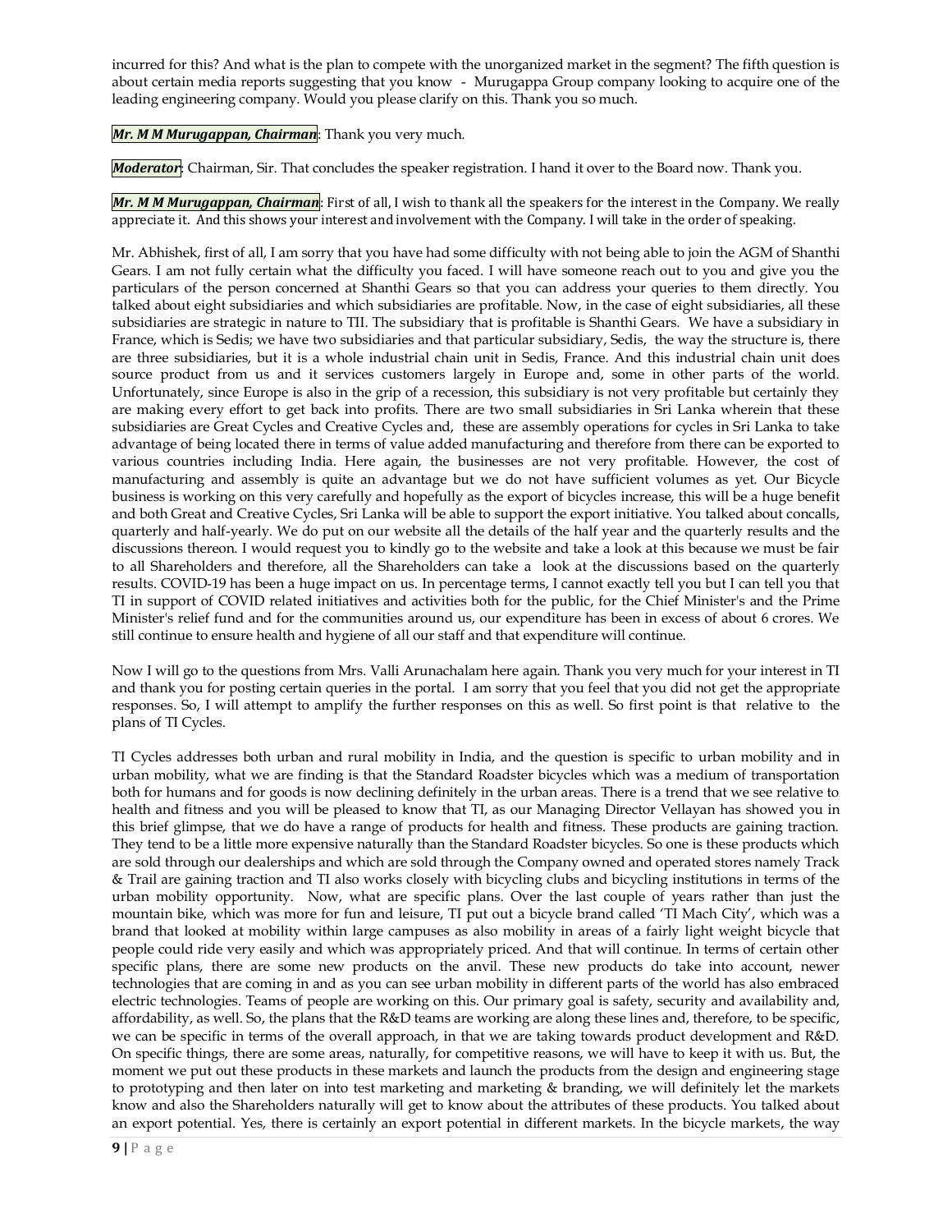incurred for this? And what is the plan to compete with the unorganized market in the segment? The fifth question is about certain media reports suggesting that you know - Murugappa Group company looking to acquire one of the leading engineering company. Would you please clarify on this. Thank you so much.

***Mr. M M Murugappan, Chairman***: Thank you very much.

***Moderator***: Chairman, Sir. That concludes the speaker registration. I hand it over to the Board now. Thank you.

***Mr. M M Murugappan, Chairman***: First of all, I wish to thank all the speakers for the interest in the Company. We really appreciate it. And this shows your interest and involvement with the Company. I will take in the order of speaking.

Mr. Abhishek, first of all, I am sorry that you have had some difficulty with not being able to join the AGM of Shanthi Gears. I am not fully certain what the difficulty you faced. I will have someone reach out to you and give you the particulars of the person concerned at Shanthi Gears so that you can address your queries to them directly. You talked about eight subsidiaries and which subsidiaries are profitable. Now, in the case of eight subsidiaries, all these subsidiaries are strategic in nature to TII. The subsidiary that is profitable is Shanthi Gears. We have a subsidiary in France, which is Sedis; we have two subsidiaries and that particular subsidiary, Sedis, the way the structure is, there are three subsidiaries, but it is a whole industrial chain unit in Sedis, France. And this industrial chain unit does source product from us and it services customers largely in Europe and, some in other parts of the world. Unfortunately, since Europe is also in the grip of a recession, this subsidiary is not very profitable but certainly they are making every effort to get back into profits. There are two small subsidiaries in Sri Lanka wherein that these subsidiaries are Great Cycles and Creative Cycles and, these are assembly operations for cycles in Sri Lanka to take advantage of being located there in terms of value added manufacturing and therefore from there can be exported to various countries including India. Here again, the businesses are not very profitable. However, the cost of manufacturing and assembly is quite an advantage but we do not have sufficient volumes as yet. Our Bicycle business is working on this very carefully and hopefully as the export of bicycles increase, this will be a huge benefit and both Great and Creative Cycles, Sri Lanka will be able to support the export initiative. You talked about concalls, quarterly and half-yearly. We do put on our website all the details of the half year and the quarterly results and the discussions thereon. I would request you to kindly go to the website and take a look at this because we must be fair to all Shareholders and therefore, all the Shareholders can take a look at the discussions based on the quarterly results. COVID-19 has been a huge impact on us. In percentage terms, I cannot exactly tell you but I can tell you that TI in support of COVID related initiatives and activities both for the public, for the Chief Minister's and the Prime Minister's relief fund and for the communities around us, our expenditure has been in excess of about 6 crores. We still continue to ensure health and hygiene of all our staff and that expenditure will continue.

Now I will go to the questions from Mrs. Valli Arunachalam here again. Thank you very much for your interest in TI and thank you for posting certain queries in the portal. I am sorry that you feel that you did not get the appropriate responses. So, I will attempt to amplify the further responses on this as well. So first point is that relative to the plans of TI Cycles.

TI Cycles addresses both urban and rural mobility in India, and the question is specific to urban mobility and in urban mobility, what we are finding is that the Standard Roadster bicycles which was a medium of transportation both for humans and for goods is now declining definitely in the urban areas. There is a trend that we see relative to health and fitness and you will be pleased to know that TI, as our Managing Director Vellayan has showed you in this brief glimpse, that we do have a range of products for health and fitness. These products are gaining traction. They tend to be a little more expensive naturally than the Standard Roadster bicycles. So one is these products which are sold through our dealerships and which are sold through the Company owned and operated stores namely Track & Trail are gaining traction and TI also works closely with bicycling clubs and bicycling institutions in terms of the urban mobility opportunity. Now, what are specific plans. Over the last couple of years rather than just the mountain bike, which was more for fun and leisure, TI put out a bicycle brand called 'TI Mach City', which was a brand that looked at mobility within large campuses as also mobility in areas of a fairly light weight bicycle that people could ride very easily and which was appropriately priced. And that will continue. In terms of certain other specific plans, there are some new products on the anvil. These new products do take into account, newer technologies that are coming in and as you can see urban mobility in different parts of the world has also embraced electric technologies. Teams of people are working on this. Our primary goal is safety, security and availability and, affordability, as well. So, the plans that the R&D teams are working are along these lines and, therefore, to be specific, we can be specific in terms of the overall approach, in that we are taking towards product development and R&D. On specific things, there are some areas, naturally, for competitive reasons, we will have to keep it with us. But, the moment we put out these products in these markets and launch the products from the design and engineering stage to prototyping and then later on into test marketing and marketing & branding, we will definitely let the markets know and also the Shareholders naturally will get to know about the attributes of these products. You talked about an export potential. Yes, there is certainly an export potential in different markets. In the bicycle markets, the way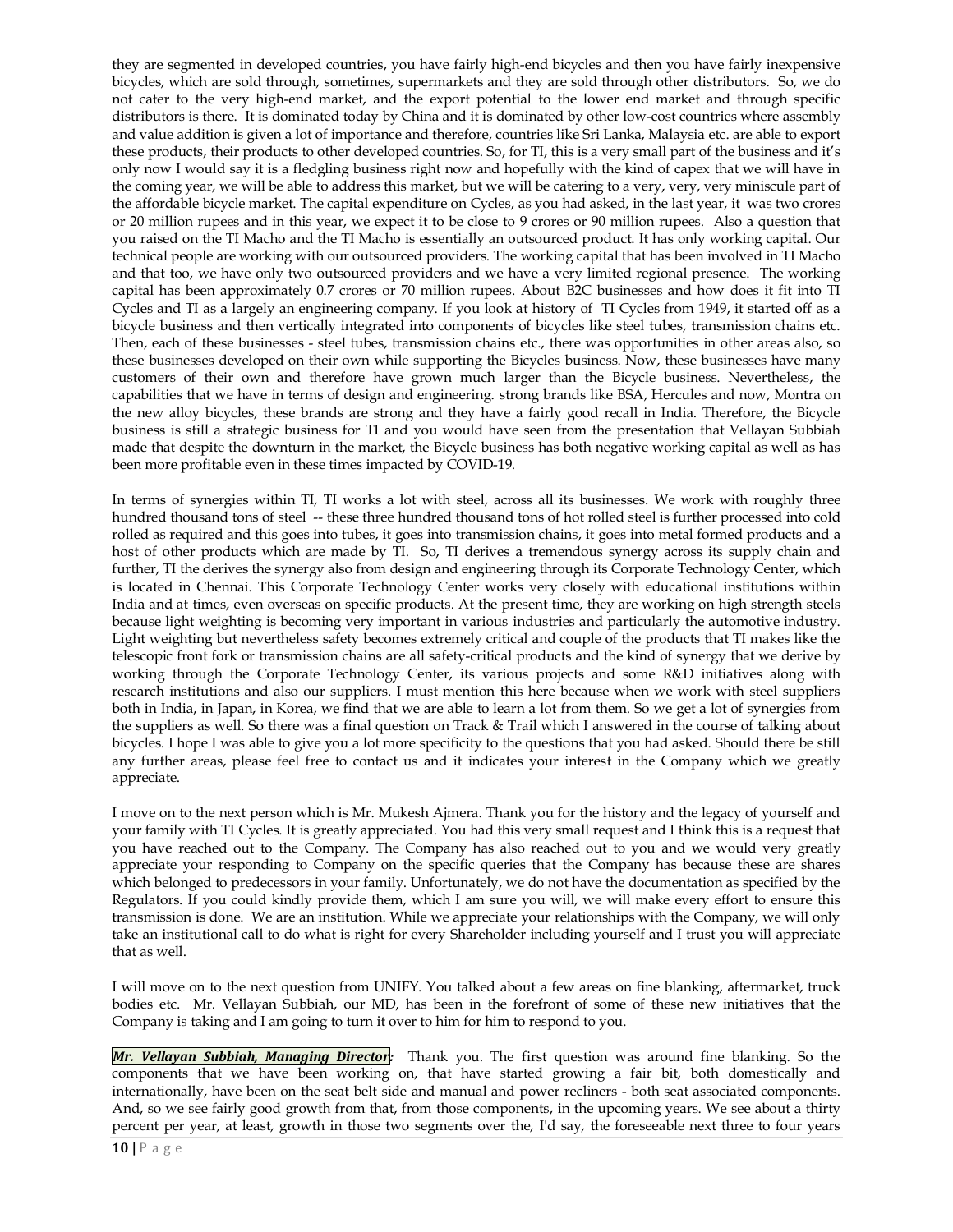they are segmented in developed countries, you have fairly high-end bicycles and then you have fairly inexpensive bicycles, which are sold through, sometimes, supermarkets and they are sold through other distributors. So, we do not cater to the very high-end market, and the export potential to the lower end market and through specific distributors is there. It is dominated today by China and it is dominated by other low-cost countries where assembly and value addition is given a lot of importance and therefore, countries like Sri Lanka, Malaysia etc. are able to export these products, their products to other developed countries. So, for TI, this is a very small part of the business and it's only now I would say it is a fledgling business right now and hopefully with the kind of capex that we will have in the coming year, we will be able to address this market, but we will be catering to a very, very, very miniscule part of the affordable bicycle market. The capital expenditure on Cycles, as you had asked, in the last year, it was two crores or 20 million rupees and in this year, we expect it to be close to 9 crores or 90 million rupees. Also a question that you raised on the TI Macho and the TI Macho is essentially an outsourced product. It has only working capital. Our technical people are working with our outsourced providers. The working capital that has been involved in TI Macho and that too, we have only two outsourced providers and we have a very limited regional presence. The working capital has been approximately 0.7 crores or 70 million rupees. About B2C businesses and how does it fit into TI Cycles and TI as a largely an engineering company. If you look at history of TI Cycles from 1949, it started off as a bicycle business and then vertically integrated into components of bicycles like steel tubes, transmission chains etc. Then, each of these businesses - steel tubes, transmission chains etc., there was opportunities in other areas also, so these businesses developed on their own while supporting the Bicycles business. Now, these businesses have many customers of their own and therefore have grown much larger than the Bicycle business. Nevertheless, the capabilities that we have in terms of design and engineering. strong brands like BSA, Hercules and now, Montra on the new alloy bicycles, these brands are strong and they have a fairly good recall in India. Therefore, the Bicycle business is still a strategic business for TI and you would have seen from the presentation that Vellayan Subbiah made that despite the downturn in the market, the Bicycle business has both negative working capital as well as has been more profitable even in these times impacted by COVID-19.

In terms of synergies within TI, TI works a lot with steel, across all its businesses. We work with roughly three hundred thousand tons of steel -- these three hundred thousand tons of hot rolled steel is further processed into cold rolled as required and this goes into tubes, it goes into transmission chains, it goes into metal formed products and a host of other products which are made by TI. So, TI derives a tremendous synergy across its supply chain and further, TI the derives the synergy also from design and engineering through its Corporate Technology Center, which is located in Chennai. This Corporate Technology Center works very closely with educational institutions within India and at times, even overseas on specific products. At the present time, they are working on high strength steels because light weighting is becoming very important in various industries and particularly the automotive industry. Light weighting but nevertheless safety becomes extremely critical and couple of the products that TI makes like the telescopic front fork or transmission chains are all safety-critical products and the kind of synergy that we derive by working through the Corporate Technology Center, its various projects and some R&D initiatives along with research institutions and also our suppliers. I must mention this here because when we work with steel suppliers both in India, in Japan, in Korea, we find that we are able to learn a lot from them. So we get a lot of synergies from the suppliers as well. So there was a final question on Track & Trail which I answered in the course of talking about bicycles. I hope I was able to give you a lot more specificity to the questions that you had asked. Should there be still any further areas, please feel free to contact us and it indicates your interest in the Company which we greatly appreciate.

I move on to the next person which is Mr. Mukesh Ajmera. Thank you for the history and the legacy of yourself and your family with TI Cycles. It is greatly appreciated. You had this very small request and I think this is a request that you have reached out to the Company. The Company has also reached out to you and we would very greatly appreciate your responding to Company on the specific queries that the Company has because these are shares which belonged to predecessors in your family. Unfortunately, we do not have the documentation as specified by the Regulators. If you could kindly provide them, which I am sure you will, we will make every effort to ensure this transmission is done. We are an institution. While we appreciate your relationships with the Company, we will only take an institutional call to do what is right for every Shareholder including yourself and I trust you will appreciate that as well.

I will move on to the next question from UNIFY. You talked about a few areas on fine blanking, aftermarket, truck bodies etc. Mr. Vellayan Subbiah, our MD, has been in the forefront of some of these new initiatives that the Company is taking and I am going to turn it over to him for him to respond to you.

***Mr. Vellayan Subbiah, Managing Director:*** Thank you. The first question was around fine blanking. So the components that we have been working on, that have started growing a fair bit, both domestically and internationally, have been on the seat belt side and manual and power recliners - both seat associated components. And, so we see fairly good growth from that, from those components, in the upcoming years. We see about a thirty percent per year, at least, growth in those two segments over the, I'd say, the foreseeable next three to four years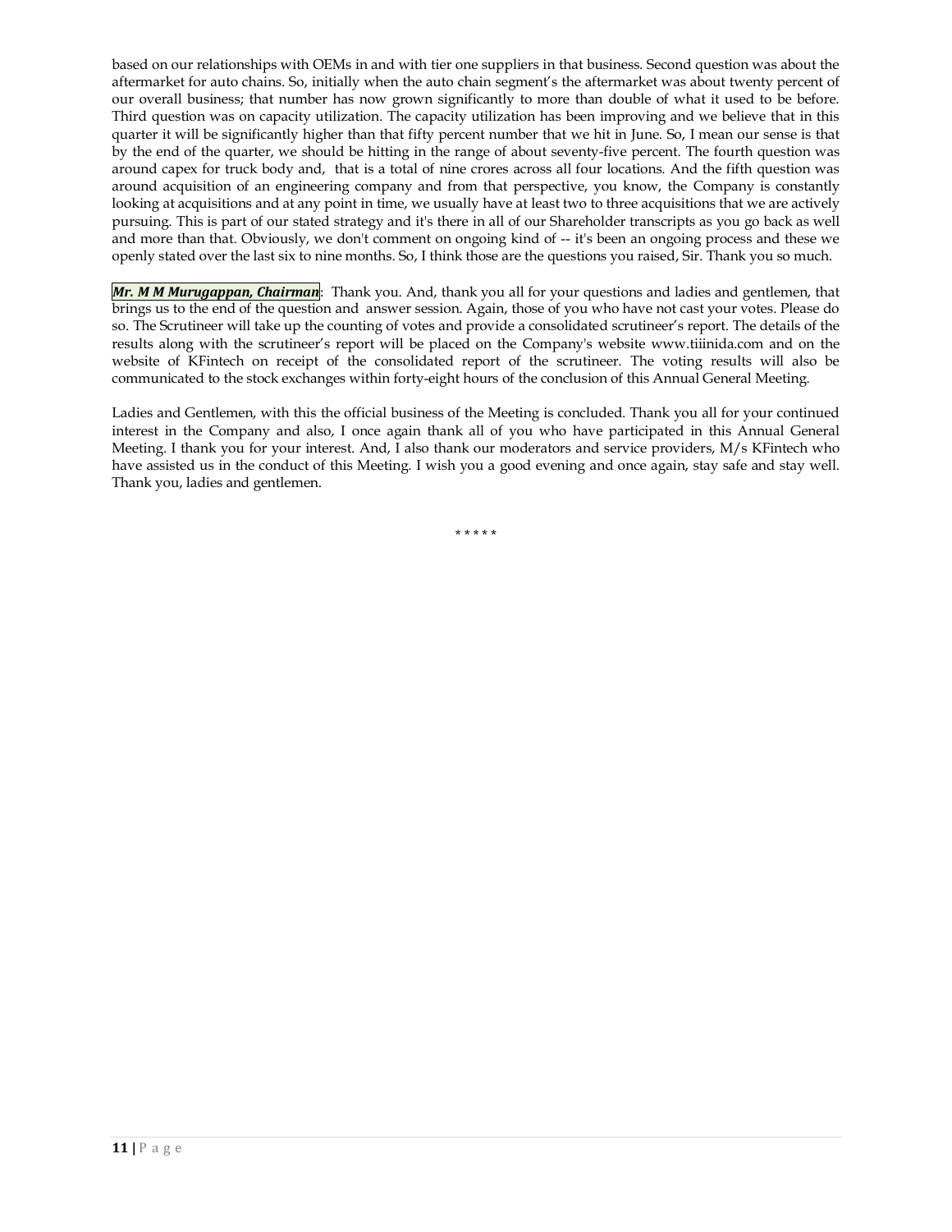based on our relationships with OEMs in and with tier one suppliers in that business. Second question was about the aftermarket for auto chains. So, initially when the auto chain segment's the aftermarket was about twenty percent of our overall business; that number has now grown significantly to more than double of what it used to be before. Third question was on capacity utilization. The capacity utilization has been improving and we believe that in this quarter it will be significantly higher than that fifty percent number that we hit in June. So, I mean our sense is that by the end of the quarter, we should be hitting in the range of about seventy-five percent. The fourth question was around capex for truck body and, that is a total of nine crores across all four locations. And the fifth question was around acquisition of an engineering company and from that perspective, you know, the Company is constantly looking at acquisitions and at any point in time, we usually have at least two to three acquisitions that we are actively pursuing. This is part of our stated strategy and it's there in all of our Shareholder transcripts as you go back as well and more than that. Obviously, we don't comment on ongoing kind of -- it's been an ongoing process and these we openly stated over the last six to nine months. So, I think those are the questions you raised, Sir. Thank you so much.

***Mr. M M Murugappan, Chairman***: Thank you. And, thank you all for your questions and ladies and gentlemen, that brings us to the end of the question and answer session. Again, those of you who have not cast your votes. Please do so. The Scrutineer will take up the counting of votes and provide a consolidated scrutineer's report. The details of the results along with the scrutineer's report will be placed on the Company's website www.tiiinida.com and on the website of KFintech on receipt of the consolidated report of the scrutineer. The voting results will also be communicated to the stock exchanges within forty-eight hours of the conclusion of this Annual General Meeting.

Ladies and Gentlemen, with this the official business of the Meeting is concluded. Thank you all for your continued interest in the Company and also, I once again thank all of you who have participated in this Annual General Meeting. I thank you for your interest. And, I also thank our moderators and service providers, M/s KFintech who have assisted us in the conduct of this Meeting. I wish you a good evening and once again, stay safe and stay well. Thank you, ladies and gentlemen.

\* \* \* \* \*